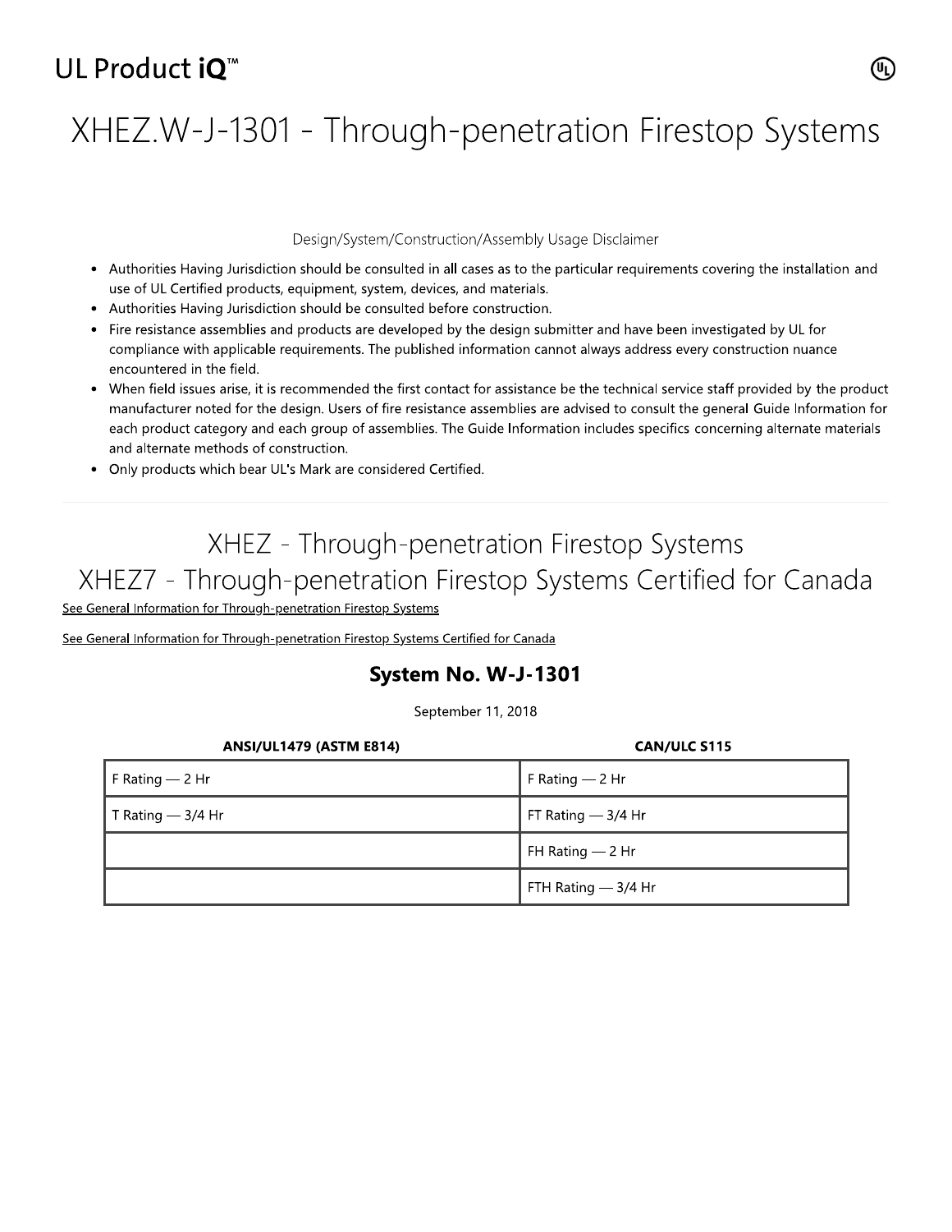UL Product iQ™

# XHEZ.W-J-1301 - Through-penetration Firestop Systems

Design/System/Construction/Assembly Usage Disclaimer

- Authorities Having Jurisdiction should be consulted in all cases as to the particular requirements covering the installation and use of UL Certified products, equipment, system, devices, and materials.
- Authorities Having Jurisdiction should be consulted before construction.
- Fire resistance assemblies and products are developed by the design submitter and have been investigated by UL for compliance with applicable requirements. The published information cannot always address every construction nuance encountered in the field.
- When field issues arise, it is recommended the first contact for assistance be the technical service staff provided by the product manufacturer noted for the design. Users of fire resistance assemblies are advised to consult the general Guide Information for each product category and each group of assemblies. The Guide Information includes specifics concerning alternate materials and alternate methods of construction.
- Only products which bear UL's Mark are considered Certified.

---

## XHEZ - Through-penetration Firestop Systems
## XHEZ7 - Through-penetration Firestop Systems Certified for Canada

See General Information for Through-penetration Firestop Systems

See General Information for Through-penetration Firestop Systems Certified for Canada

### System No. W-J-1301

September 11, 2018

| ANSI/UL1479 (ASTM E814) | CAN/ULC S115 |
|---|---|
| F Rating — 2 Hr | F Rating — 2 Hr |
| T Rating — 3/4 Hr | FT Rating — 3/4 Hr |
| | FH Rating — 2 Hr |
| | FTH Rating — 3/4 Hr |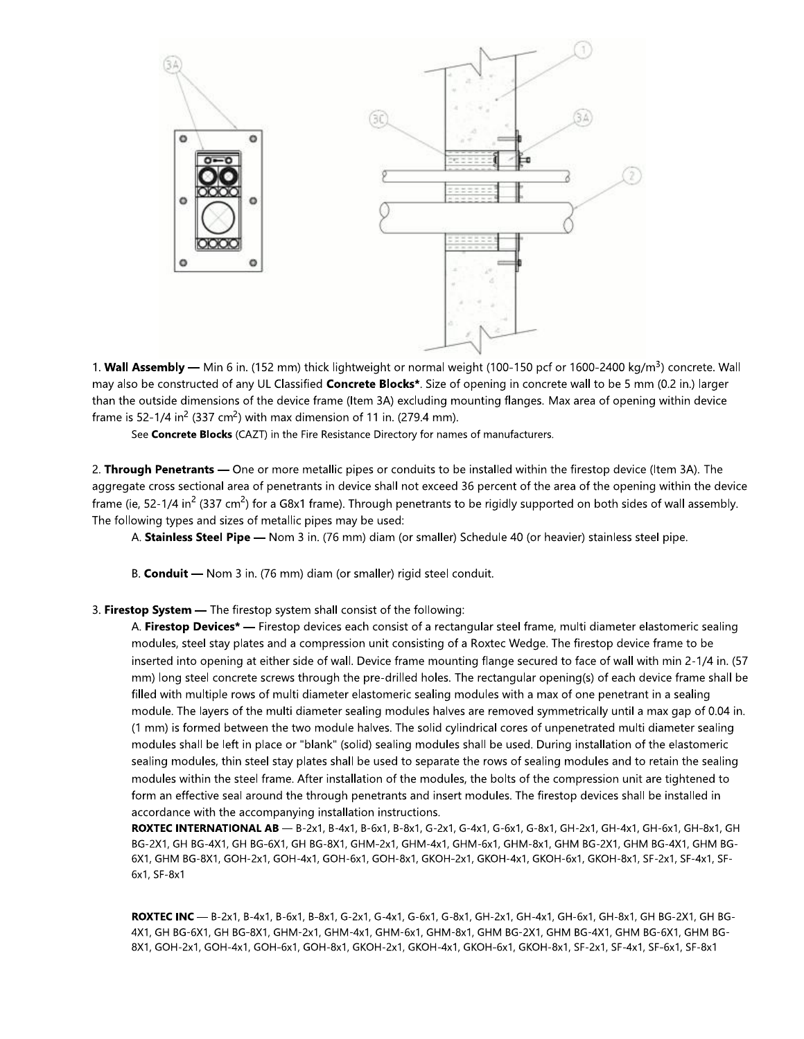1. **Wall Assembly** — Min 6 in. (152 mm) thick lightweight or normal weight (100-150 pcf or 1600-2400 kg/m$^3$) concrete. Wall may also be constructed of any UL Classified **Concrete Blocks***. Size of opening in concrete wall to be 5 mm (0.2 in.) larger than the outside dimensions of the device frame (Item 3A) excluding mounting flanges. Max area of opening within device frame is 52-1/4 in$^2$ (337 cm$^2$) with max dimension of 11 in. (279.4 mm).

See **Concrete Blocks** (CAZT) in the Fire Resistance Directory for names of manufacturers.

2. **Through Penetrants** — One or more metallic pipes or conduits to be installed within the firestop device (Item 3A). The aggregate cross sectional area of penetrants in device shall not exceed 36 percent of the area of the opening within the device frame (ie, 52-1/4 in$^2$ (337 cm$^2$) for a G8x1 frame). Through penetrants to be rigidly supported on both sides of wall assembly. The following types and sizes of metallic pipes may be used:

A. **Stainless Steel Pipe** — Nom 3 in. (76 mm) diam (or smaller) Schedule 40 (or heavier) stainless steel pipe.

B. **Conduit** — Nom 3 in. (76 mm) diam (or smaller) rigid steel conduit.

3. **Firestop System** — The firestop system shall consist of the following:

A. **Firestop Devices*** — Firestop devices each consist of a rectangular steel frame, multi diameter elastomeric sealing modules, steel stay plates and a compression unit consisting of a Roxtec Wedge. The firestop device frame to be inserted into opening at either side of wall. Device frame mounting flange secured to face of wall with min 2-1/4 in. (57 mm) long steel concrete screws through the pre-drilled holes. The rectangular opening(s) of each device frame shall be filled with multiple rows of multi diameter elastomeric sealing modules with a max of one penetrant in a sealing module. The layers of the multi diameter sealing modules halves are removed symmetrically until a max gap of 0.04 in. (1 mm) is formed between the two module halves. The solid cylindrical cores of unpenetrated multi diameter sealing modules shall be left in place or "blank" (solid) sealing modules shall be used. During installation of the elastomeric sealing modules, thin steel stay plates shall be used to separate the rows of sealing modules and to retain the sealing modules within the steel frame. After installation of the modules, the bolts of the compression unit are tightened to form an effective seal around the through penetrants and insert modules. The firestop devices shall be installed in accordance with the accompanying installation instructions.

**ROXTEC INTERNATIONAL AB** — B-2x1, B-4x1, B-6x1, B-8x1, G-2x1, G-4x1, G-6x1, G-8x1, GH-2x1, GH-4x1, GH-6x1, GH-8x1, GH BG-2X1, GH BG-4X1, GH BG-6X1, GH BG-8X1, GHM-2x1, GHM-4x1, GHM-6x1, GHM-8x1, GHM BG-2X1, GHM BG-4X1, GHM BG-6X1, GHM BG-8X1, GOH-2x1, GOH-4x1, GOH-6x1, GOH-8x1, GKOH-2x1, GKOH-4x1, GKOH-6x1, GKOH-8x1, SF-2x1, SF-4x1, SF-6x1, SF-8x1

**ROXTEC INC** — B-2x1, B-4x1, B-6x1, B-8x1, G-2x1, G-4x1, G-6x1, G-8x1, GH-2x1, GH-4x1, GH-6x1, GH-8x1, GH BG-2X1, GH BG-4X1, GH BG-6X1, GH BG-8X1, GHM-2x1, GHM-4x1, GHM-6x1, GHM-8x1, GHM BG-2X1, GHM BG-4X1, GHM BG-6X1, GHM BG-8X1, GOH-2x1, GOH-4x1, GOH-6x1, GOH-8x1, GKOH-2x1, GKOH-4x1, GKOH-6x1, GKOH-8x1, SF-2x1, SF-4x1, SF-6x1, SF-8x1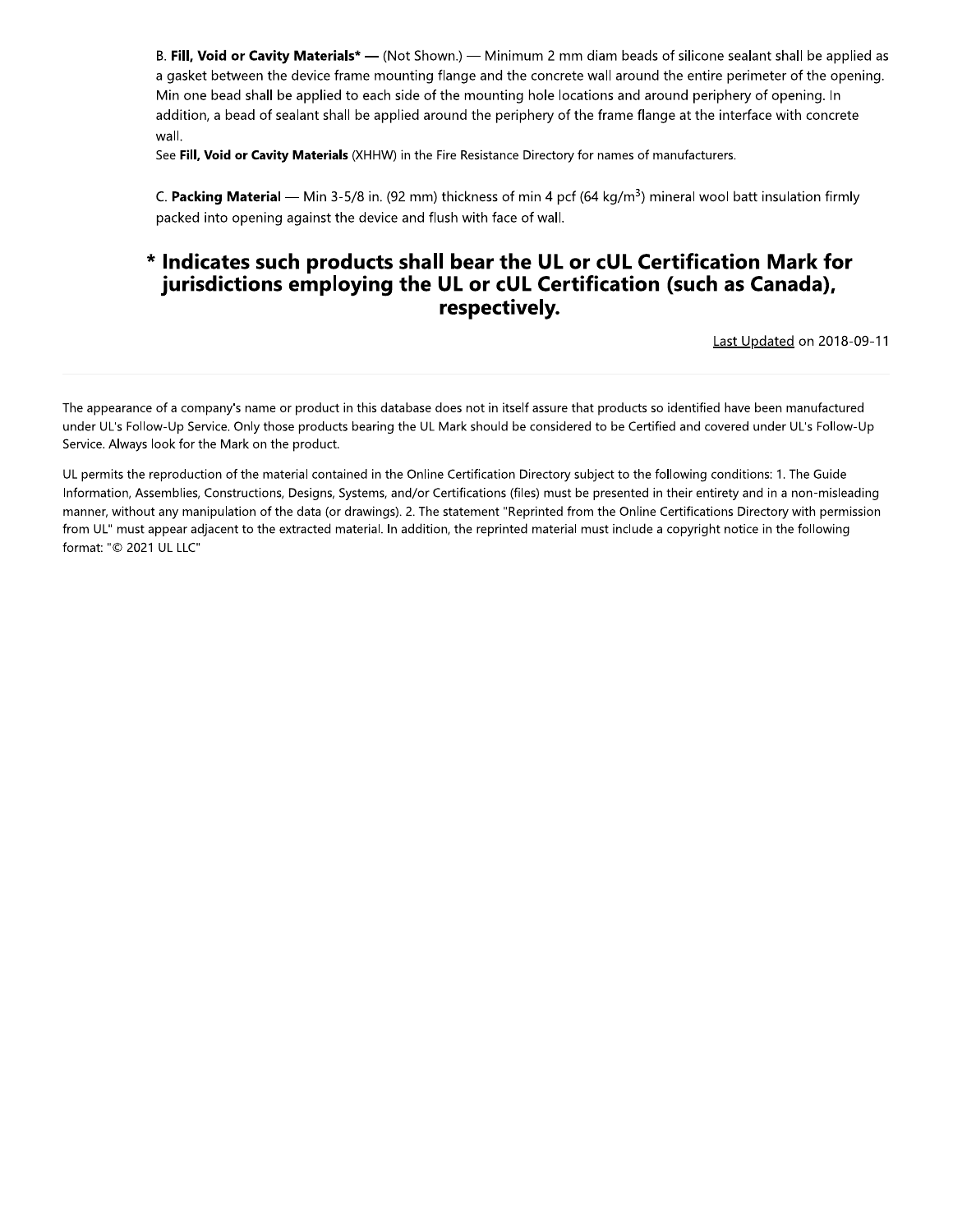B. **Fill, Void or Cavity Materials*** **—** (Not Shown.) — Minimum 2 mm diam beads of silicone sealant shall be applied as a gasket between the device frame mounting flange and the concrete wall around the entire perimeter of the opening. Min one bead shall be applied to each side of the mounting hole locations and around periphery of opening. In addition, a bead of sealant shall be applied around the periphery of the frame flange at the interface with concrete wall.

See **Fill, Void or Cavity Materials** (XHHW) in the Fire Resistance Directory for names of manufacturers.

C. **Packing Material** — Min 3-5/8 in. (92 mm) thickness of min 4 pcf (64 kg/m$^3$) mineral wool batt insulation firmly packed into opening against the device and flush with face of wall.

## * Indicates such products shall bear the UL or cUL Certification Mark for jurisdictions employing the UL or cUL Certification (such as Canada), respectively.

Last Updated on 2018-09-11

---

The appearance of a company's name or product in this database does not in itself assure that products so identified have been manufactured under UL's Follow-Up Service. Only those products bearing the UL Mark should be considered to be Certified and covered under UL's Follow-Up Service. Always look for the Mark on the product.

UL permits the reproduction of the material contained in the Online Certification Directory subject to the following conditions: 1. The Guide Information, Assemblies, Constructions, Designs, Systems, and/or Certifications (files) must be presented in their entirety and in a non-misleading manner, without any manipulation of the data (or drawings). 2. The statement "Reprinted from the Online Certifications Directory with permission from UL" must appear adjacent to the extracted material. In addition, the reprinted material must include a copyright notice in the following format: "© 2021 UL LLC"